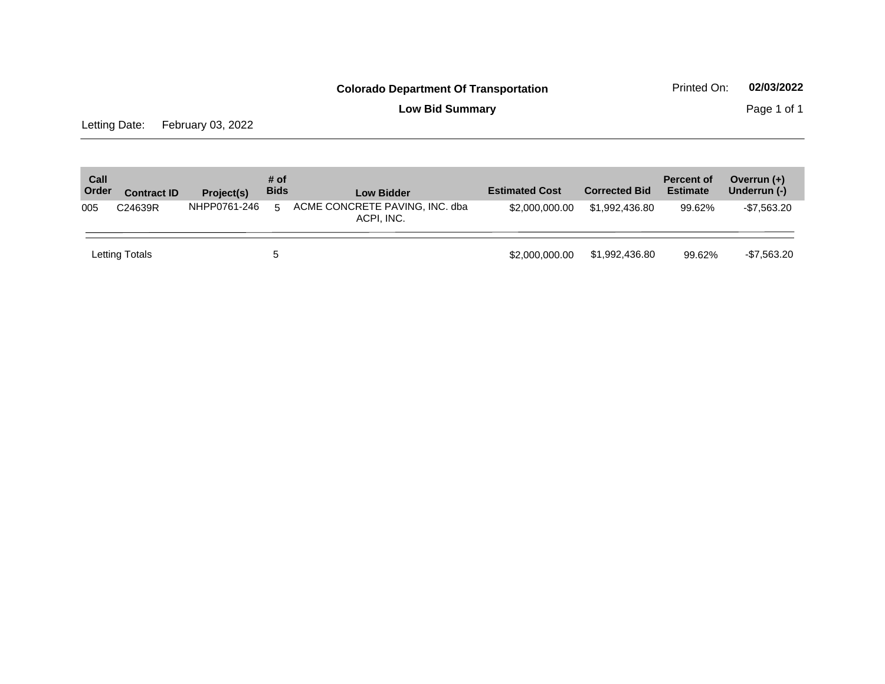**Colorado Department Of Transportation**

**Low Bid Summary**

Printed On: **02/03/2022**

Letting Date: February 03, 2022

| Call Order | Contract ID | Project(s) | # of Bids | Low Bidder | Estimated Cost | Corrected Bid | Percent of Estimate | Overrun (+) Underrun (-) |
|---|---|---|---|---|---|---|---|---|
| 005 | C24639R | NHPP0761-246 | 5 | ACME CONCRETE PAVING, INC. dba ACPI, INC. | $2,000,000.00 | $1,992,436.80 | 99.62% | -$7,563.20 |
| Letting Totals | | | 5 | | $2,000,000.00 | $1,992,436.80 | 99.62% | -$7,563.20 |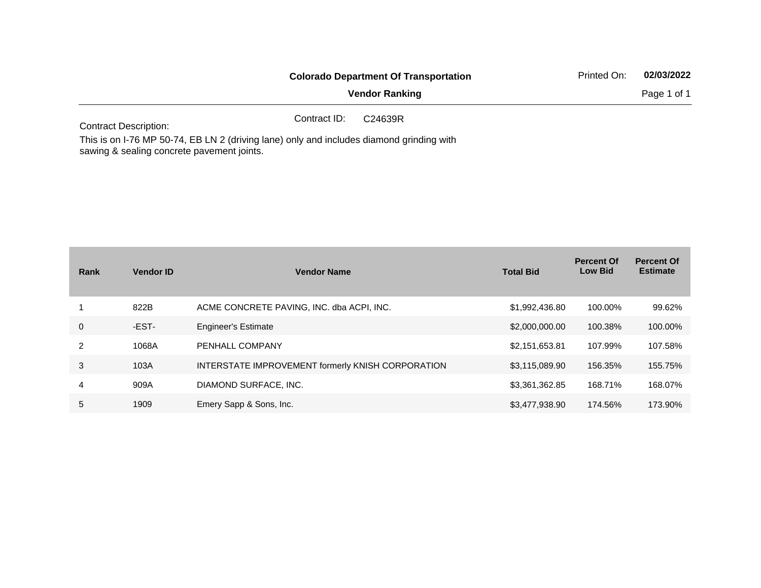**Colorado Department Of Transportation**

**Vendor Ranking**

Printed On: **02/03/2022**

Contract ID: C24639R

Contract Description:

This is on I-76 MP 50-74, EB LN 2 (driving lane) only and includes diamond grinding with sawing & sealing concrete pavement joints.

| Rank | Vendor ID | Vendor Name | Total Bid | Percent Of Low Bid | Percent Of Estimate |
|---|---|---|---|---|---|
| 1 | 822B | ACME CONCRETE PAVING, INC. dba ACPI, INC. | $1,992,436.80 | 100.00% | 99.62% |
| 0 | -EST- | Engineer's Estimate | $2,000,000.00 | 100.38% | 100.00% |
| 2 | 1068A | PENHALL COMPANY | $2,151,653.81 | 107.99% | 107.58% |
| 3 | 103A | INTERSTATE IMPROVEMENT formerly KNISH CORPORATION | $3,115,089.90 | 156.35% | 155.75% |
| 4 | 909A | DIAMOND SURFACE, INC. | $3,361,362.85 | 168.71% | 168.07% |
| 5 | 1909 | Emery Sapp & Sons, Inc. | $3,477,938.90 | 174.56% | 173.90% |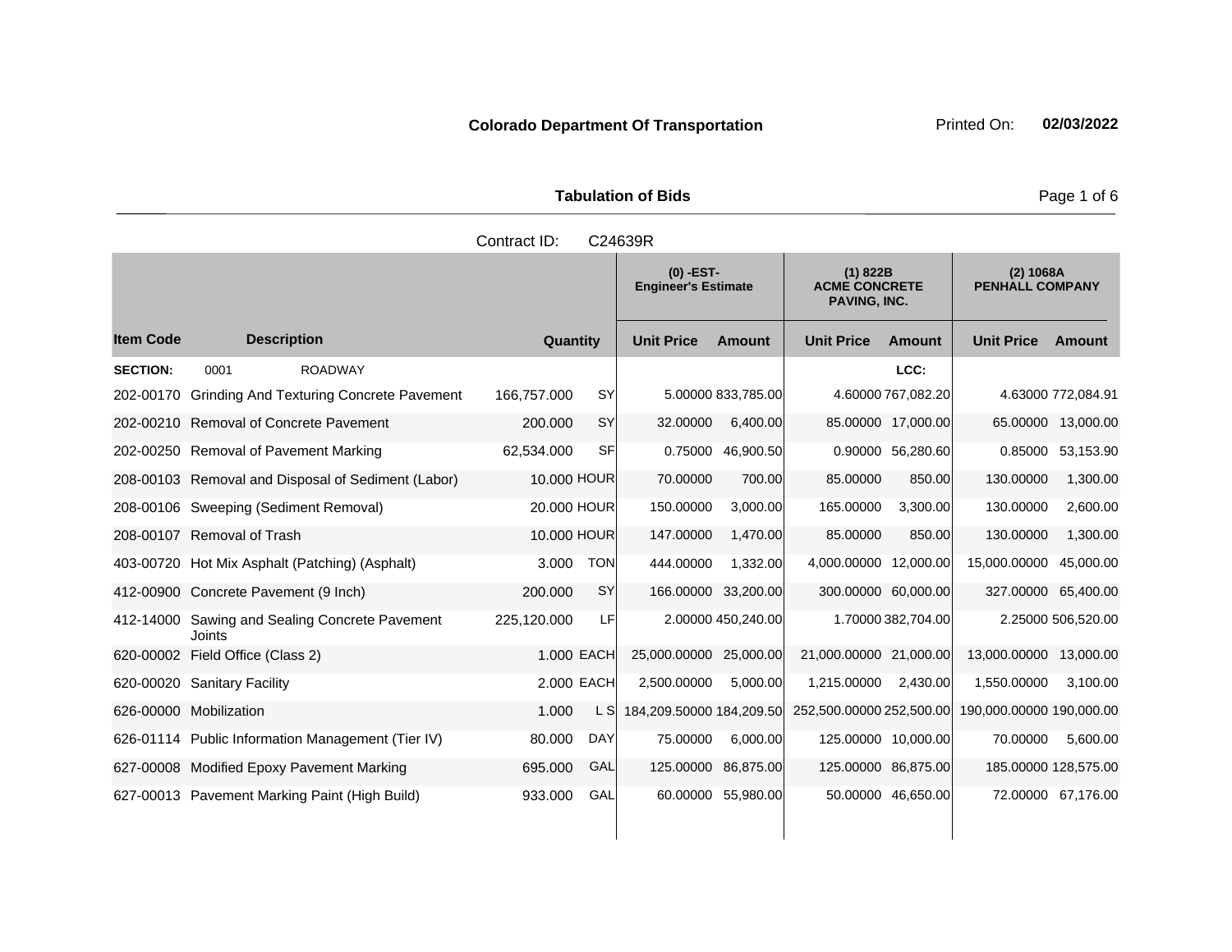**Colorado Department Of Transportation** Printed On: **02/03/2022**

**Tabulation of Bids**

Contract ID: C24639R

| | | | | (0) -EST- Engineer's Estimate | | (1) 822B ACME CONCRETE PAVING, INC. | | (2) 1068A PENHALL COMPANY | |
|---|---|---|---|---|---|---|---|---|---|
| **Item Code** | **Description** | **Quantity** | | **Unit Price** | **Amount** | **Unit Price** | **Amount** | **Unit Price** | **Amount** |
| **SECTION:** | 0001 ROADWAY | | | | | | LCC: | | |
| 202-00170 | Grinding And Texturing Concrete Pavement | 166,757.000 | SY | 5.00000 | 833,785.00 | 4.60000 | 767,082.20 | 4.63000 | 772,084.91 |
| 202-00210 | Removal of Concrete Pavement | 200.000 | SY | 32.00000 | 6,400.00 | 85.00000 | 17,000.00 | 65.00000 | 13,000.00 |
| 202-00250 | Removal of Pavement Marking | 62,534.000 | SF | 0.75000 | 46,900.50 | 0.90000 | 56,280.60 | 0.85000 | 53,153.90 |
| 208-00103 | Removal and Disposal of Sediment (Labor) | 10.000 | HOUR | 70.00000 | 700.00 | 85.00000 | 850.00 | 130.00000 | 1,300.00 |
| 208-00106 | Sweeping (Sediment Removal) | 20.000 | HOUR | 150.00000 | 3,000.00 | 165.00000 | 3,300.00 | 130.00000 | 2,600.00 |
| 208-00107 | Removal of Trash | 10.000 | HOUR | 147.00000 | 1,470.00 | 85.00000 | 850.00 | 130.00000 | 1,300.00 |
| 403-00720 | Hot Mix Asphalt (Patching) (Asphalt) | 3.000 | TON | 444.00000 | 1,332.00 | 4,000.00000 | 12,000.00 | 15,000.00000 | 45,000.00 |
| 412-00900 | Concrete Pavement (9 Inch) | 200.000 | SY | 166.00000 | 33,200.00 | 300.00000 | 60,000.00 | 327.00000 | 65,400.00 |
| 412-14000 | Sawing and Sealing Concrete Pavement Joints | 225,120.000 | LF | 2.00000 | 450,240.00 | 1.70000 | 382,704.00 | 2.25000 | 506,520.00 |
| 620-00002 | Field Office (Class 2) | 1.000 | EACH | 25,000.00000 | 25,000.00 | 21,000.00000 | 21,000.00 | 13,000.00000 | 13,000.00 |
| 620-00020 | Sanitary Facility | 2.000 | EACH | 2,500.00000 | 5,000.00 | 1,215.00000 | 2,430.00 | 1,550.00000 | 3,100.00 |
| 626-00000 | Mobilization | 1.000 | L S | 184,209.50000 | 184,209.50 | 252,500.00000 | 252,500.00 | 190,000.00000 | 190,000.00 |
| 626-01114 | Public Information Management (Tier IV) | 80.000 | DAY | 75.00000 | 6,000.00 | 125.00000 | 10,000.00 | 70.00000 | 5,600.00 |
| 627-00008 | Modified Epoxy Pavement Marking | 695.000 | GAL | 125.00000 | 86,875.00 | 125.00000 | 86,875.00 | 185.00000 | 128,575.00 |
| 627-00013 | Pavement Marking Paint (High Build) | 933.000 | GAL | 60.00000 | 55,980.00 | 50.00000 | 46,650.00 | 72.00000 | 67,176.00 |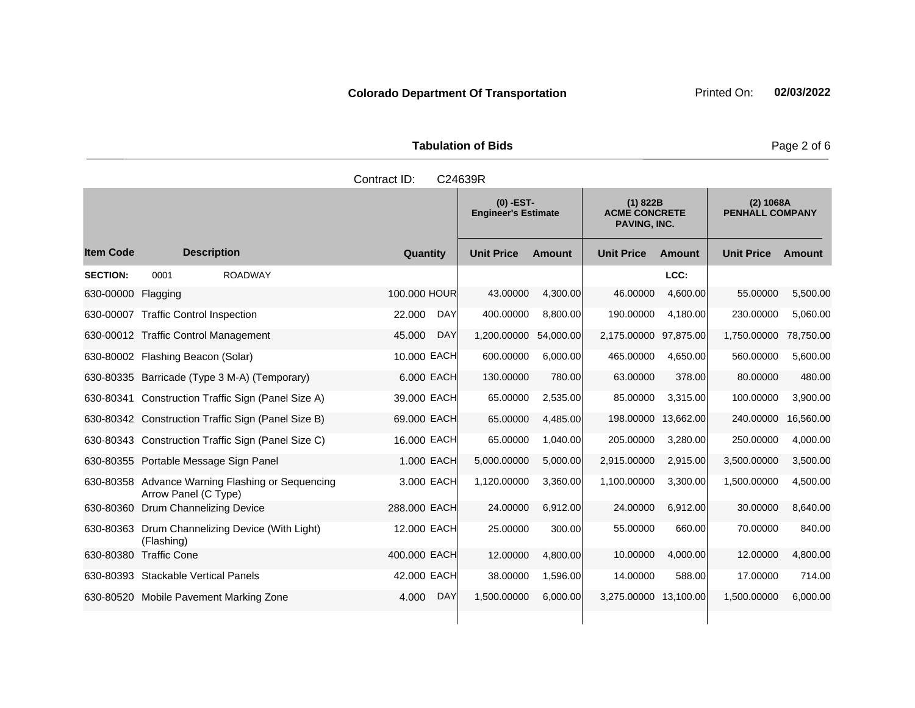**Colorado Department Of Transportation** Printed On: **02/03/2022**

**Tabulation of Bids**

Contract ID: C24639R

| | | | | (0) -EST- Engineer's Estimate | | (1) 822B ACME CONCRETE PAVING, INC. | | (2) 1068A PENHALL COMPANY | |
|---|---|---|---|---|---|---|---|---|---|
| **Item Code** | **Description** | **Quantity** | | **Unit Price** | **Amount** | **Unit Price** | **Amount** | **Unit Price** | **Amount** |
| **SECTION:** | 0001 ROADWAY | | | | | | LCC: | | |
| 630-00000 | Flagging | 100.000 | HOUR | 43.00000 | 4,300.00 | 46.00000 | 4,600.00 | 55.00000 | 5,500.00 |
| 630-00007 | Traffic Control Inspection | 22.000 | DAY | 400.00000 | 8,800.00 | 190.00000 | 4,180.00 | 230.00000 | 5,060.00 |
| 630-00012 | Traffic Control Management | 45.000 | DAY | 1,200.00000 | 54,000.00 | 2,175.00000 | 97,875.00 | 1,750.00000 | 78,750.00 |
| 630-80002 | Flashing Beacon (Solar) | 10.000 | EACH | 600.00000 | 6,000.00 | 465.00000 | 4,650.00 | 560.00000 | 5,600.00 |
| 630-80335 | Barricade (Type 3 M-A) (Temporary) | 6.000 | EACH | 130.00000 | 780.00 | 63.00000 | 378.00 | 80.00000 | 480.00 |
| 630-80341 | Construction Traffic Sign (Panel Size A) | 39.000 | EACH | 65.00000 | 2,535.00 | 85.00000 | 3,315.00 | 100.00000 | 3,900.00 |
| 630-80342 | Construction Traffic Sign (Panel Size B) | 69.000 | EACH | 65.00000 | 4,485.00 | 198.00000 | 13,662.00 | 240.00000 | 16,560.00 |
| 630-80343 | Construction Traffic Sign (Panel Size C) | 16.000 | EACH | 65.00000 | 1,040.00 | 205.00000 | 3,280.00 | 250.00000 | 4,000.00 |
| 630-80355 | Portable Message Sign Panel | 1.000 | EACH | 5,000.00000 | 5,000.00 | 2,915.00000 | 2,915.00 | 3,500.00000 | 3,500.00 |
| 630-80358 | Advance Warning Flashing or Sequencing Arrow Panel (C Type) | 3.000 | EACH | 1,120.00000 | 3,360.00 | 1,100.00000 | 3,300.00 | 1,500.00000 | 4,500.00 |
| 630-80360 | Drum Channelizing Device | 288.000 | EACH | 24.00000 | 6,912.00 | 24.00000 | 6,912.00 | 30.00000 | 8,640.00 |
| 630-80363 | Drum Channelizing Device (With Light) (Flashing) | 12.000 | EACH | 25.00000 | 300.00 | 55.00000 | 660.00 | 70.00000 | 840.00 |
| 630-80380 | Traffic Cone | 400.000 | EACH | 12.00000 | 4,800.00 | 10.00000 | 4,000.00 | 12.00000 | 4,800.00 |
| 630-80393 | Stackable Vertical Panels | 42.000 | EACH | 38.00000 | 1,596.00 | 14.00000 | 588.00 | 17.00000 | 714.00 |
| 630-80520 | Mobile Pavement Marking Zone | 4.000 | DAY | 1,500.00000 | 6,000.00 | 3,275.00000 | 13,100.00 | 1,500.00000 | 6,000.00 |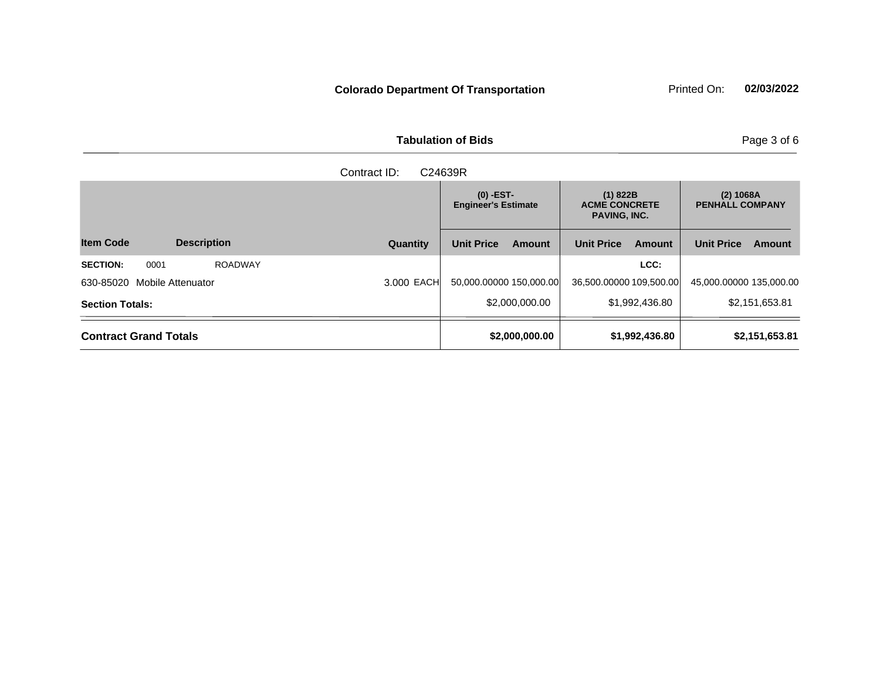**Colorado Department Of Transportation** Printed On: **02/03/2022**

**Tabulation of Bids**

Contract ID: C24639R

| Item Code | Description | Quantity | (0) -EST- Engineer's Estimate | | (1) 822B ACME CONCRETE PAVING, INC. | | (2) 1068A PENHALL COMPANY | |
|---|---|---|---|---|---|---|---|---|
| | | | Unit Price | Amount | Unit Price | Amount | Unit Price | Amount |
| **SECTION:** 0001 | ROADWAY | | | | | LCC: | | |
| 630-85020 | Mobile Attenuator | 3.000 EACH | 50,000.00000 | 150,000.00 | 36,500.00000 | 109,500.00 | 45,000.00000 | 135,000.00 |
| **Section Totals:** | | | | $2,000,000.00 | | $1,992,436.80 | | $2,151,653.81 |
| **Contract Grand Totals** | | | | **$2,000,000.00** | | **$1,992,436.80** | | **$2,151,653.81** |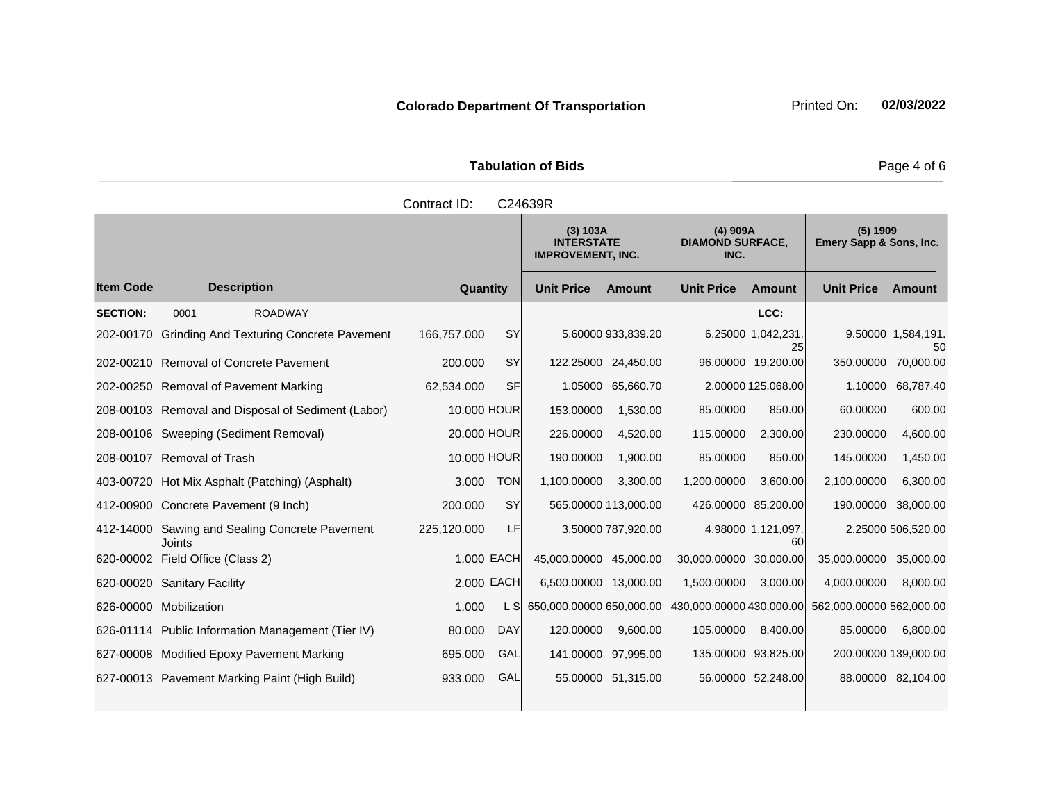**Colorado Department Of Transportation** Printed On: **02/03/2022**

**Tabulation of Bids**

Contract ID: C24639R

| | | | | (3) 103A INTERSTATE IMPROVEMENT, INC. | | (4) 909A DIAMOND SURFACE, INC. | | (5) 1909 Emery Sapp & Sons, Inc. | |
|---|---|---|---|---|---|---|---|---|---|
| **Item Code** | **Description** | **Quantity** | | **Unit Price** | **Amount** | **Unit Price** | **Amount** | **Unit Price** | **Amount** |
| **SECTION:** | 0001 ROADWAY | | | | | | LCC: | | |
| 202-00170 | Grinding And Texturing Concrete Pavement | 166,757.000 | SY | 5.60000 | 933,839.20 | 6.25000 | 1,042,231.25 | 9.50000 | 1,584,191.50 |
| 202-00210 | Removal of Concrete Pavement | 200.000 | SY | 122.25000 | 24,450.00 | 96.00000 | 19,200.00 | 350.00000 | 70,000.00 |
| 202-00250 | Removal of Pavement Marking | 62,534.000 | SF | 1.05000 | 65,660.70 | 2.00000 | 125,068.00 | 1.10000 | 68,787.40 |
| 208-00103 | Removal and Disposal of Sediment (Labor) | 10.000 | HOUR | 153.00000 | 1,530.00 | 85.00000 | 850.00 | 60.00000 | 600.00 |
| 208-00106 | Sweeping (Sediment Removal) | 20.000 | HOUR | 226.00000 | 4,520.00 | 115.00000 | 2,300.00 | 230.00000 | 4,600.00 |
| 208-00107 | Removal of Trash | 10.000 | HOUR | 190.00000 | 1,900.00 | 85.00000 | 850.00 | 145.00000 | 1,450.00 |
| 403-00720 | Hot Mix Asphalt (Patching) (Asphalt) | 3.000 | TON | 1,100.00000 | 3,300.00 | 1,200.00000 | 3,600.00 | 2,100.00000 | 6,300.00 |
| 412-00900 | Concrete Pavement (9 Inch) | 200.000 | SY | 565.00000 | 113,000.00 | 426.00000 | 85,200.00 | 190.00000 | 38,000.00 |
| 412-14000 | Sawing and Sealing Concrete Pavement Joints | 225,120.000 | LF | 3.50000 | 787,920.00 | 4.98000 | 1,121,097.60 | 2.25000 | 506,520.00 |
| 620-00002 | Field Office (Class 2) | 1.000 | EACH | 45,000.00000 | 45,000.00 | 30,000.00000 | 30,000.00 | 35,000.00000 | 35,000.00 |
| 620-00020 | Sanitary Facility | 2.000 | EACH | 6,500.00000 | 13,000.00 | 1,500.00000 | 3,000.00 | 4,000.00000 | 8,000.00 |
| 626-00000 | Mobilization | 1.000 | L S | 650,000.00000 | 650,000.00 | 430,000.00000 | 430,000.00 | 562,000.00000 | 562,000.00 |
| 626-01114 | Public Information Management (Tier IV) | 80.000 | DAY | 120.00000 | 9,600.00 | 105.00000 | 8,400.00 | 85.00000 | 6,800.00 |
| 627-00008 | Modified Epoxy Pavement Marking | 695.000 | GAL | 141.00000 | 97,995.00 | 135.00000 | 93,825.00 | 200.00000 | 139,000.00 |
| 627-00013 | Pavement Marking Paint (High Build) | 933.000 | GAL | 55.00000 | 51,315.00 | 56.00000 | 52,248.00 | 88.00000 | 82,104.00 |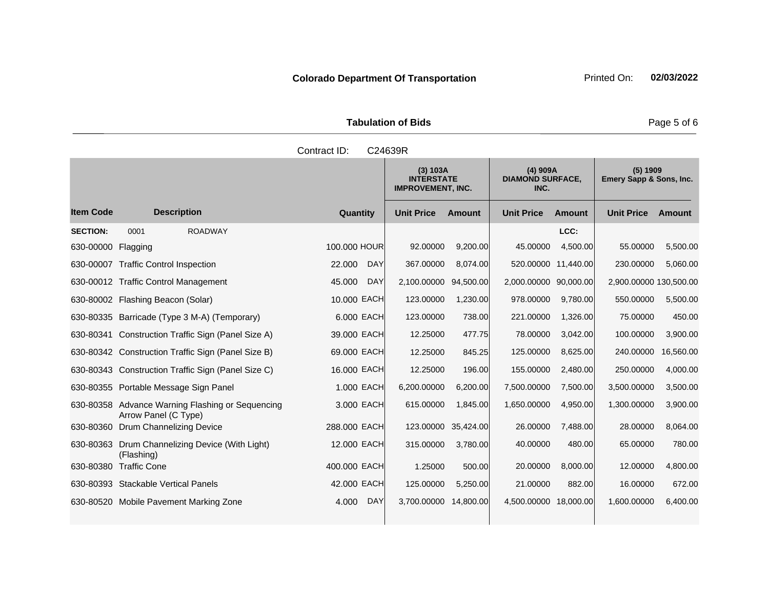**Colorado Department Of Transportation** Printed On: **02/03/2022**

**Tabulation of Bids**

Contract ID: C24639R

| Item Code | Description | Quantity | | (3) 103A INTERSTATE IMPROVEMENT, INC. | | (4) 909A DIAMOND SURFACE, INC. | | (5) 1909 Emery Sapp & Sons, Inc. | |
|---|---|---|---|---|---|---|---|---|---|
| | | | | Unit Price | Amount | Unit Price | Amount | Unit Price | Amount |
| **SECTION:** | 0001 ROADWAY | | | | | | LCC: | | |
| 630-00000 | Flagging | 100.000 | HOUR | 92.00000 | 9,200.00 | 45.00000 | 4,500.00 | 55.00000 | 5,500.00 |
| 630-00007 | Traffic Control Inspection | 22.000 | DAY | 367.00000 | 8,074.00 | 520.00000 | 11,440.00 | 230.00000 | 5,060.00 |
| 630-00012 | Traffic Control Management | 45.000 | DAY | 2,100.00000 | 94,500.00 | 2,000.00000 | 90,000.00 | 2,900.00000 | 130,500.00 |
| 630-80002 | Flashing Beacon (Solar) | 10.000 | EACH | 123.00000 | 1,230.00 | 978.00000 | 9,780.00 | 550.00000 | 5,500.00 |
| 630-80335 | Barricade (Type 3 M-A) (Temporary) | 6.000 | EACH | 123.00000 | 738.00 | 221.00000 | 1,326.00 | 75.00000 | 450.00 |
| 630-80341 | Construction Traffic Sign (Panel Size A) | 39.000 | EACH | 12.25000 | 477.75 | 78.00000 | 3,042.00 | 100.00000 | 3,900.00 |
| 630-80342 | Construction Traffic Sign (Panel Size B) | 69.000 | EACH | 12.25000 | 845.25 | 125.00000 | 8,625.00 | 240.00000 | 16,560.00 |
| 630-80343 | Construction Traffic Sign (Panel Size C) | 16.000 | EACH | 12.25000 | 196.00 | 155.00000 | 2,480.00 | 250.00000 | 4,000.00 |
| 630-80355 | Portable Message Sign Panel | 1.000 | EACH | 6,200.00000 | 6,200.00 | 7,500.00000 | 7,500.00 | 3,500.00000 | 3,500.00 |
| 630-80358 | Advance Warning Flashing or Sequencing Arrow Panel (C Type) | 3.000 | EACH | 615.00000 | 1,845.00 | 1,650.00000 | 4,950.00 | 1,300.00000 | 3,900.00 |
| 630-80360 | Drum Channelizing Device | 288.000 | EACH | 123.00000 | 35,424.00 | 26.00000 | 7,488.00 | 28.00000 | 8,064.00 |
| 630-80363 | Drum Channelizing Device (With Light) (Flashing) | 12.000 | EACH | 315.00000 | 3,780.00 | 40.00000 | 480.00 | 65.00000 | 780.00 |
| 630-80380 | Traffic Cone | 400.000 | EACH | 1.25000 | 500.00 | 20.00000 | 8,000.00 | 12.00000 | 4,800.00 |
| 630-80393 | Stackable Vertical Panels | 42.000 | EACH | 125.00000 | 5,250.00 | 21.00000 | 882.00 | 16.00000 | 672.00 |
| 630-80520 | Mobile Pavement Marking Zone | 4.000 | DAY | 3,700.00000 | 14,800.00 | 4,500.00000 | 18,000.00 | 1,600.00000 | 6,400.00 |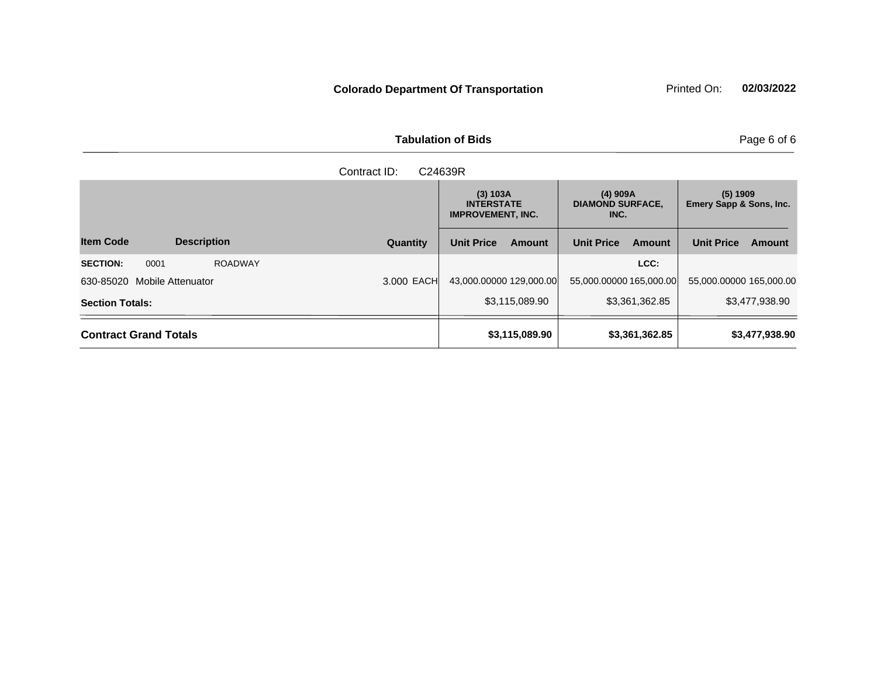**Colorado Department Of Transportation** Printed On: **02/03/2022**

**Tabulation of Bids**

Contract ID: C24639R

| Item Code | Description | Quantity | (3) 103A INTERSTATE IMPROVEMENT, INC. Unit Price | Amount | (4) 909A DIAMOND SURFACE, INC. Unit Price | Amount | (5) 1909 Emery Sapp & Sons, Inc. Unit Price | Amount |
|---|---|---|---|---|---|---|---|---|
| **SECTION:** 0001 | ROADWAY | | | | | **LCC:** | | |
| 630-85020 | Mobile Attenuator | 3.000 EACH | 43,000.00000 | 129,000.00 | 55,000.00000 | 165,000.00 | 55,000.00000 | 165,000.00 |
| **Section Totals:** | | | | $3,115,089.90 | | $3,361,362.85 | | $3,477,938.90 |
| **Contract Grand Totals** | | | | **$3,115,089.90** | | **$3,361,362.85** | | **$3,477,938.90** |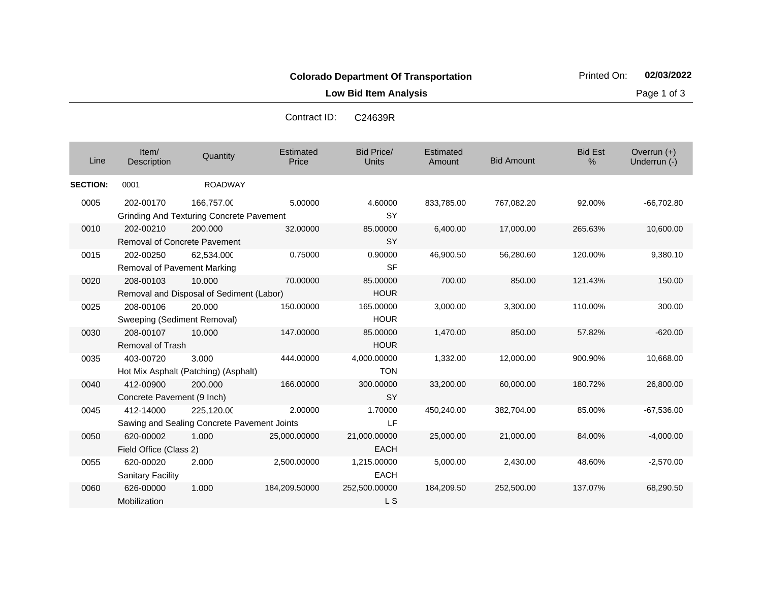**Colorado Department Of Transportation**

Printed On: **02/03/2022**

**Low Bid Item Analysis**

Contract ID: C24639R

| Line | Item/ Description | Quantity | Estimated Price | Bid Price/ Units | Estimated Amount | Bid Amount | Bid Est % | Overrun (+) Underrun (-) |
|---|---|---|---|---|---|---|---|---|
| **SECTION:** | 0001 | ROADWAY | | | | | | |
| 0005 | 202-00170 Grinding And Texturing Concrete Pavement | 166,757.00 | 5.00000 | 4.60000 SY | 833,785.00 | 767,082.20 | 92.00% | -66,702.80 |
| 0010 | 202-00210 Removal of Concrete Pavement | 200.000 | 32.00000 | 85.00000 SY | 6,400.00 | 17,000.00 | 265.63% | 10,600.00 |
| 0015 | 202-00250 Removal of Pavement Marking | 62,534.000 | 0.75000 | 0.90000 SF | 46,900.50 | 56,280.60 | 120.00% | 9,380.10 |
| 0020 | 208-00103 Removal and Disposal of Sediment (Labor) | 10.000 | 70.00000 | 85.00000 HOUR | 700.00 | 850.00 | 121.43% | 150.00 |
| 0025 | 208-00106 Sweeping (Sediment Removal) | 20.000 | 150.00000 | 165.00000 HOUR | 3,000.00 | 3,300.00 | 110.00% | 300.00 |
| 0030 | 208-00107 Removal of Trash | 10.000 | 147.00000 | 85.00000 HOUR | 1,470.00 | 850.00 | 57.82% | -620.00 |
| 0035 | 403-00720 Hot Mix Asphalt (Patching) (Asphalt) | 3.000 | 444.00000 | 4,000.00000 TON | 1,332.00 | 12,000.00 | 900.90% | 10,668.00 |
| 0040 | 412-00900 Concrete Pavement (9 Inch) | 200.000 | 166.00000 | 300.00000 SY | 33,200.00 | 60,000.00 | 180.72% | 26,800.00 |
| 0045 | 412-14000 Sawing and Sealing Concrete Pavement Joints | 225,120.00 | 2.00000 | 1.70000 LF | 450,240.00 | 382,704.00 | 85.00% | -67,536.00 |
| 0050 | 620-00002 Field Office (Class 2) | 1.000 | 25,000.00000 | 21,000.00000 EACH | 25,000.00 | 21,000.00 | 84.00% | -4,000.00 |
| 0055 | 620-00020 Sanitary Facility | 2.000 | 2,500.00000 | 1,215.00000 EACH | 5,000.00 | 2,430.00 | 48.60% | -2,570.00 |
| 0060 | 626-00000 Mobilization | 1.000 | 184,209.50000 | 252,500.00000 L S | 184,209.50 | 252,500.00 | 137.07% | 68,290.50 |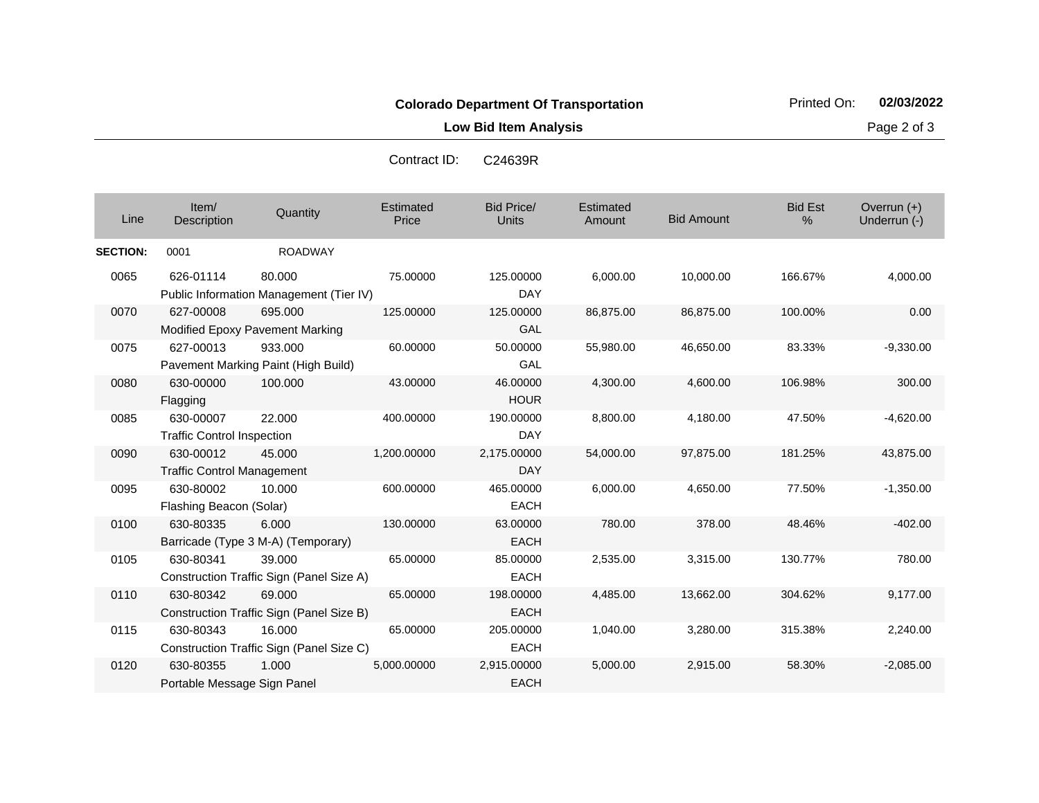**Colorado Department Of Transportation**

Printed On: **02/03/2022**

**Low Bid Item Analysis**

Contract ID: C24639R

| Line | Item/ Description | Quantity | Estimated Price | Bid Price/ Units | Estimated Amount | Bid Amount | Bid Est % | Overrun (+) Underrun (-) |
|---|---|---|---|---|---|---|---|---|
| **SECTION:** | 0001 | ROADWAY | | | | | | |
| 0065 | 626-01114 Public Information Management (Tier IV) | 80.000 | 75.00000 | 125.00000 DAY | 6,000.00 | 10,000.00 | 166.67% | 4,000.00 |
| 0070 | 627-00008 Modified Epoxy Pavement Marking | 695.000 | 125.00000 | 125.00000 GAL | 86,875.00 | 86,875.00 | 100.00% | 0.00 |
| 0075 | 627-00013 Pavement Marking Paint (High Build) | 933.000 | 60.00000 | 50.00000 GAL | 55,980.00 | 46,650.00 | 83.33% | -9,330.00 |
| 0080 | 630-00000 Flagging | 100.000 | 43.00000 | 46.00000 HOUR | 4,300.00 | 4,600.00 | 106.98% | 300.00 |
| 0085 | 630-00007 Traffic Control Inspection | 22.000 | 400.00000 | 190.00000 DAY | 8,800.00 | 4,180.00 | 47.50% | -4,620.00 |
| 0090 | 630-00012 Traffic Control Management | 45.000 | 1,200.00000 | 2,175.00000 DAY | 54,000.00 | 97,875.00 | 181.25% | 43,875.00 |
| 0095 | 630-80002 Flashing Beacon (Solar) | 10.000 | 600.00000 | 465.00000 EACH | 6,000.00 | 4,650.00 | 77.50% | -1,350.00 |
| 0100 | 630-80335 Barricade (Type 3 M-A) (Temporary) | 6.000 | 130.00000 | 63.00000 EACH | 780.00 | 378.00 | 48.46% | -402.00 |
| 0105 | 630-80341 Construction Traffic Sign (Panel Size A) | 39.000 | 65.00000 | 85.00000 EACH | 2,535.00 | 3,315.00 | 130.77% | 780.00 |
| 0110 | 630-80342 Construction Traffic Sign (Panel Size B) | 69.000 | 65.00000 | 198.00000 EACH | 4,485.00 | 13,662.00 | 304.62% | 9,177.00 |
| 0115 | 630-80343 Construction Traffic Sign (Panel Size C) | 16.000 | 65.00000 | 205.00000 EACH | 1,040.00 | 3,280.00 | 315.38% | 2,240.00 |
| 0120 | 630-80355 Portable Message Sign Panel | 1.000 | 5,000.00000 | 2,915.00000 EACH | 5,000.00 | 2,915.00 | 58.30% | -2,085.00 |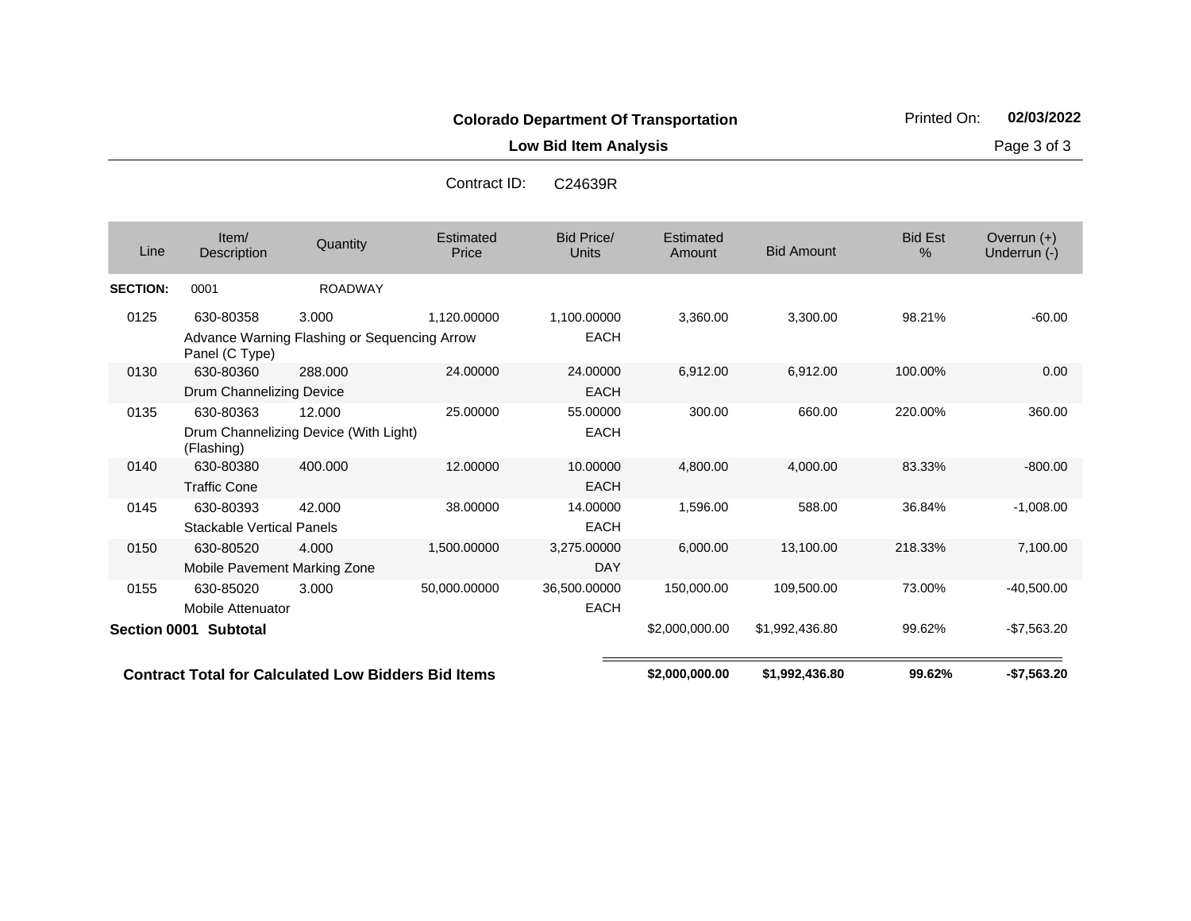**Colorado Department Of Transportation**

**Low Bid Item Analysis**

Printed On: **02/03/2022**

Contract ID: C24639R

| Line | Item/ Description | Quantity | Estimated Price | Bid Price/ Units | Estimated Amount | Bid Amount | Bid Est % | Overrun (+) Underrun (-) |
|---|---|---|---|---|---|---|---|---|
| **SECTION:** | 0001 | ROADWAY | | | | | | |
| 0125 | 630-80358 Advance Warning Flashing or Sequencing Arrow Panel (C Type) | 3.000 | 1,120.00000 | 1,100.00000 EACH | 3,360.00 | 3,300.00 | 98.21% | -60.00 |
| 0130 | 630-80360 Drum Channelizing Device | 288.000 | 24.00000 | 24.00000 EACH | 6,912.00 | 6,912.00 | 100.00% | 0.00 |
| 0135 | 630-80363 Drum Channelizing Device (With Light) (Flashing) | 12.000 | 25.00000 | 55.00000 EACH | 300.00 | 660.00 | 220.00% | 360.00 |
| 0140 | 630-80380 Traffic Cone | 400.000 | 12.00000 | 10.00000 EACH | 4,800.00 | 4,000.00 | 83.33% | -800.00 |
| 0145 | 630-80393 Stackable Vertical Panels | 42.000 | 38.00000 | 14.00000 EACH | 1,596.00 | 588.00 | 36.84% | -1,008.00 |
| 0150 | 630-80520 Mobile Pavement Marking Zone | 4.000 | 1,500.00000 | 3,275.00000 DAY | 6,000.00 | 13,100.00 | 218.33% | 7,100.00 |
| 0155 | 630-85020 Mobile Attenuator | 3.000 | 50,000.00000 | 36,500.00000 EACH | 150,000.00 | 109,500.00 | 73.00% | -40,500.00 |
| **Section 0001 Subtotal** | | | | | $2,000,000.00 | $1,992,436.80 | 99.62% | -$7,563.20 |
| **Contract Total for Calculated Low Bidders Bid Items** | | | | | **$2,000,000.00** | **$1,992,436.80** | **99.62%** | **-$7,563.20** |